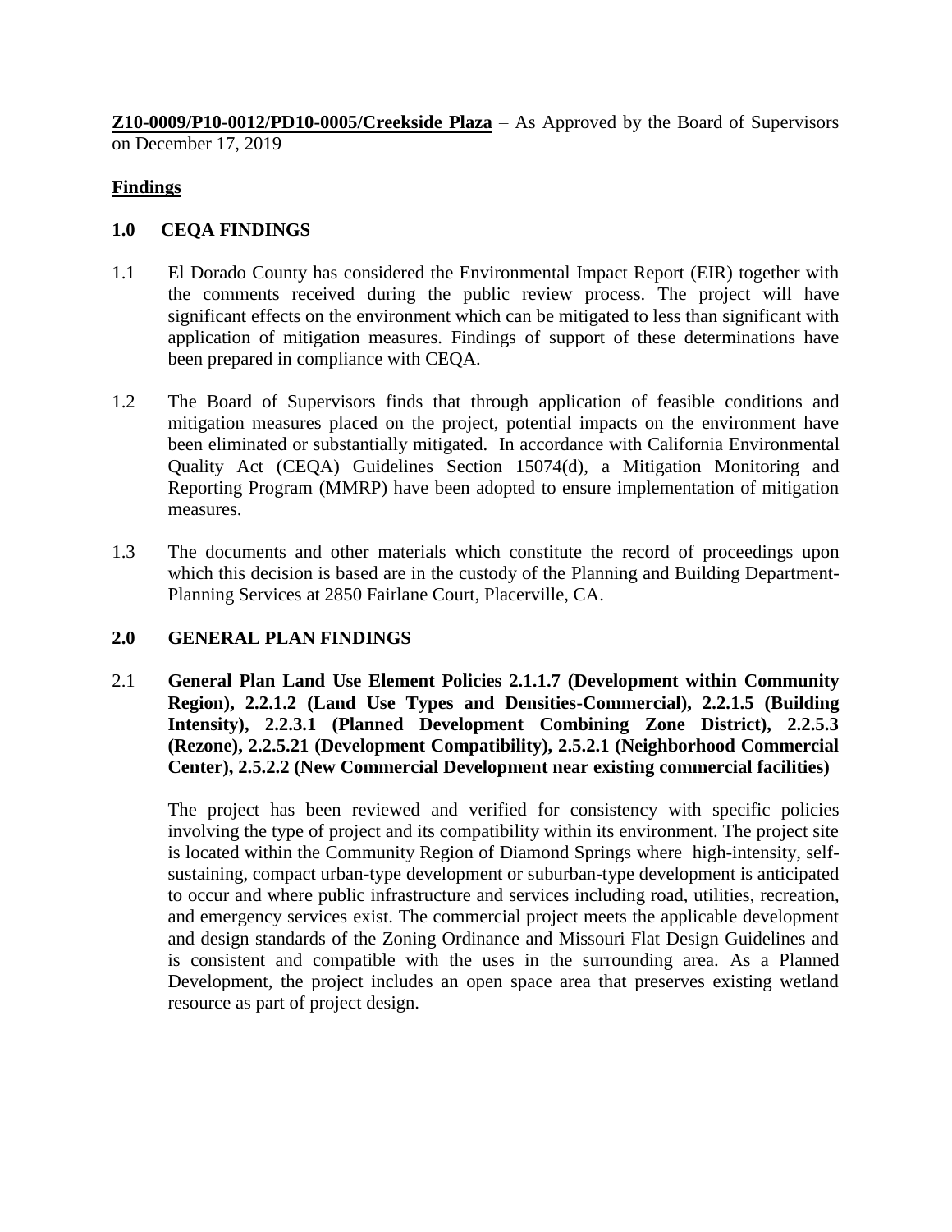**Z10-0009/P10-0012/PD10-0005/Creekside Plaza** – As Approved by the Board of Supervisors on December 17, 2019

## Findings

### 1.0 CEQA FINDINGS

1.1 El Dorado County has considered the Environmental Impact Report (EIR) together with the comments received during the public review process. The project will have significant effects on the environment which can be mitigated to less than significant with application of mitigation measures. Findings of support of these determinations have been prepared in compliance with CEQA.

1.2 The Board of Supervisors finds that through application of feasible conditions and mitigation measures placed on the project, potential impacts on the environment have been eliminated or substantially mitigated. In accordance with California Environmental Quality Act (CEQA) Guidelines Section 15074(d), a Mitigation Monitoring and Reporting Program (MMRP) have been adopted to ensure implementation of mitigation measures.

1.3 The documents and other materials which constitute the record of proceedings upon which this decision is based are in the custody of the Planning and Building Department-Planning Services at 2850 Fairlane Court, Placerville, CA.

### 2.0 GENERAL PLAN FINDINGS

2.1 **General Plan Land Use Element Policies 2.1.1.7 (Development within Community Region), 2.2.1.2 (Land Use Types and Densities-Commercial), 2.2.1.5 (Building Intensity), 2.2.3.1 (Planned Development Combining Zone District), 2.2.5.3 (Rezone), 2.2.5.21 (Development Compatibility), 2.5.2.1 (Neighborhood Commercial Center), 2.5.2.2 (New Commercial Development near existing commercial facilities)**

The project has been reviewed and verified for consistency with specific policies involving the type of project and its compatibility within its environment. The project site is located within the Community Region of Diamond Springs where high-intensity, self-sustaining, compact urban-type development or suburban-type development is anticipated to occur and where public infrastructure and services including road, utilities, recreation, and emergency services exist. The commercial project meets the applicable development and design standards of the Zoning Ordinance and Missouri Flat Design Guidelines and is consistent and compatible with the uses in the surrounding area. As a Planned Development, the project includes an open space area that preserves existing wetland resource as part of project design.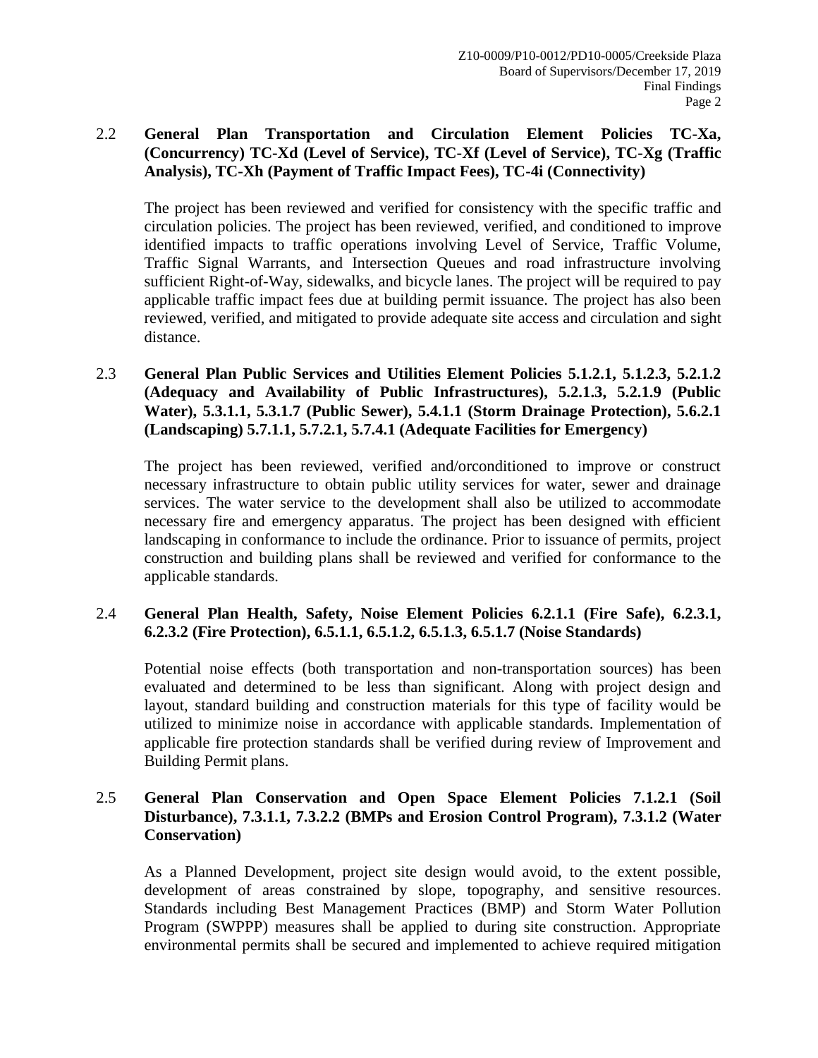2.2 **General Plan Transportation and Circulation Element Policies TC-Xa, (Concurrency) TC-Xd (Level of Service), TC-Xf (Level of Service), TC-Xg (Traffic Analysis), TC-Xh (Payment of Traffic Impact Fees), TC-4i (Connectivity)**

The project has been reviewed and verified for consistency with the specific traffic and circulation policies. The project has been reviewed, verified, and conditioned to improve identified impacts to traffic operations involving Level of Service, Traffic Volume, Traffic Signal Warrants, and Intersection Queues and road infrastructure involving sufficient Right-of-Way, sidewalks, and bicycle lanes. The project will be required to pay applicable traffic impact fees due at building permit issuance. The project has also been reviewed, verified, and mitigated to provide adequate site access and circulation and sight distance.

2.3 **General Plan Public Services and Utilities Element Policies 5.1.2.1, 5.1.2.3, 5.2.1.2 (Adequacy and Availability of Public Infrastructures), 5.2.1.3, 5.2.1.9 (Public Water), 5.3.1.1, 5.3.1.7 (Public Sewer), 5.4.1.1 (Storm Drainage Protection), 5.6.2.1 (Landscaping) 5.7.1.1, 5.7.2.1, 5.7.4.1 (Adequate Facilities for Emergency)**

The project has been reviewed, verified and/orconditioned to improve or construct necessary infrastructure to obtain public utility services for water, sewer and drainage services. The water service to the development shall also be utilized to accommodate necessary fire and emergency apparatus. The project has been designed with efficient landscaping in conformance to include the ordinance. Prior to issuance of permits, project construction and building plans shall be reviewed and verified for conformance to the applicable standards.

2.4 **General Plan Health, Safety, Noise Element Policies 6.2.1.1 (Fire Safe), 6.2.3.1, 6.2.3.2 (Fire Protection), 6.5.1.1, 6.5.1.2, 6.5.1.3, 6.5.1.7 (Noise Standards)**

Potential noise effects (both transportation and non-transportation sources) has been evaluated and determined to be less than significant. Along with project design and layout, standard building and construction materials for this type of facility would be utilized to minimize noise in accordance with applicable standards. Implementation of applicable fire protection standards shall be verified during review of Improvement and Building Permit plans.

2.5 **General Plan Conservation and Open Space Element Policies 7.1.2.1 (Soil Disturbance), 7.3.1.1, 7.3.2.2 (BMPs and Erosion Control Program), 7.3.1.2 (Water Conservation)**

As a Planned Development, project site design would avoid, to the extent possible, development of areas constrained by slope, topography, and sensitive resources. Standards including Best Management Practices (BMP) and Storm Water Pollution Program (SWPPP) measures shall be applied to during site construction. Appropriate environmental permits shall be secured and implemented to achieve required mitigation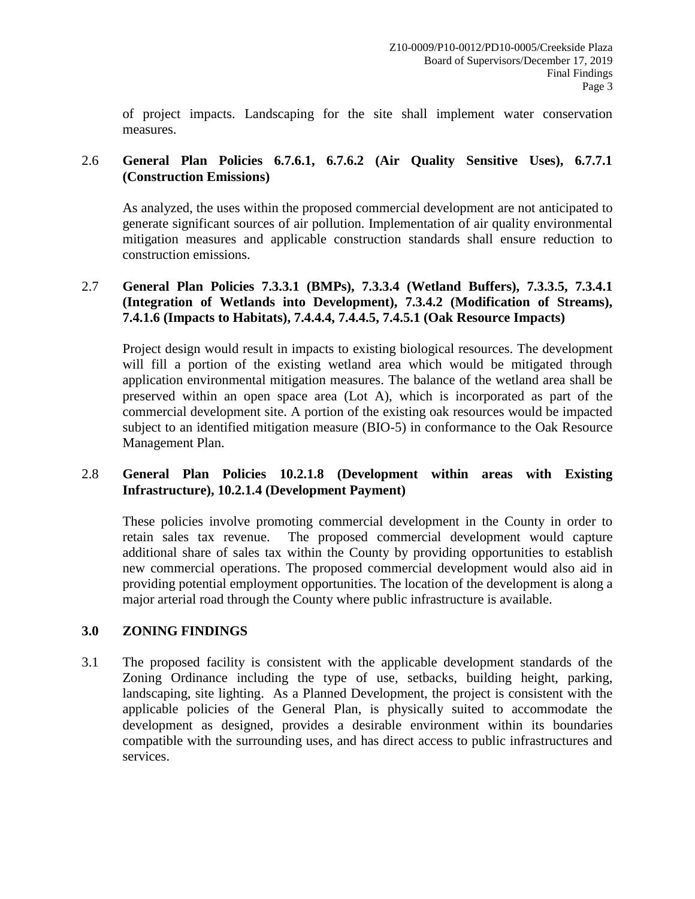of project impacts. Landscaping for the site shall implement water conservation measures.

2.6 **General Plan Policies 6.7.6.1, 6.7.6.2 (Air Quality Sensitive Uses), 6.7.7.1 (Construction Emissions)**

As analyzed, the uses within the proposed commercial development are not anticipated to generate significant sources of air pollution. Implementation of air quality environmental mitigation measures and applicable construction standards shall ensure reduction to construction emissions.

2.7 **General Plan Policies 7.3.3.1 (BMPs), 7.3.3.4 (Wetland Buffers), 7.3.3.5, 7.3.4.1 (Integration of Wetlands into Development), 7.3.4.2 (Modification of Streams), 7.4.1.6 (Impacts to Habitats), 7.4.4.4, 7.4.4.5, 7.4.5.1 (Oak Resource Impacts)**

Project design would result in impacts to existing biological resources. The development will fill a portion of the existing wetland area which would be mitigated through application environmental mitigation measures. The balance of the wetland area shall be preserved within an open space area (Lot A), which is incorporated as part of the commercial development site. A portion of the existing oak resources would be impacted subject to an identified mitigation measure (BIO-5) in conformance to the Oak Resource Management Plan.

2.8 **General Plan Policies 10.2.1.8 (Development within areas with Existing Infrastructure), 10.2.1.4 (Development Payment)**

These policies involve promoting commercial development in the County in order to retain sales tax revenue. The proposed commercial development would capture additional share of sales tax within the County by providing opportunities to establish new commercial operations. The proposed commercial development would also aid in providing potential employment opportunities. The location of the development is along a major arterial road through the County where public infrastructure is available.

## 3.0 ZONING FINDINGS

3.1 The proposed facility is consistent with the applicable development standards of the Zoning Ordinance including the type of use, setbacks, building height, parking, landscaping, site lighting. As a Planned Development, the project is consistent with the applicable policies of the General Plan, is physically suited to accommodate the development as designed, provides a desirable environment within its boundaries compatible with the surrounding uses, and has direct access to public infrastructures and services.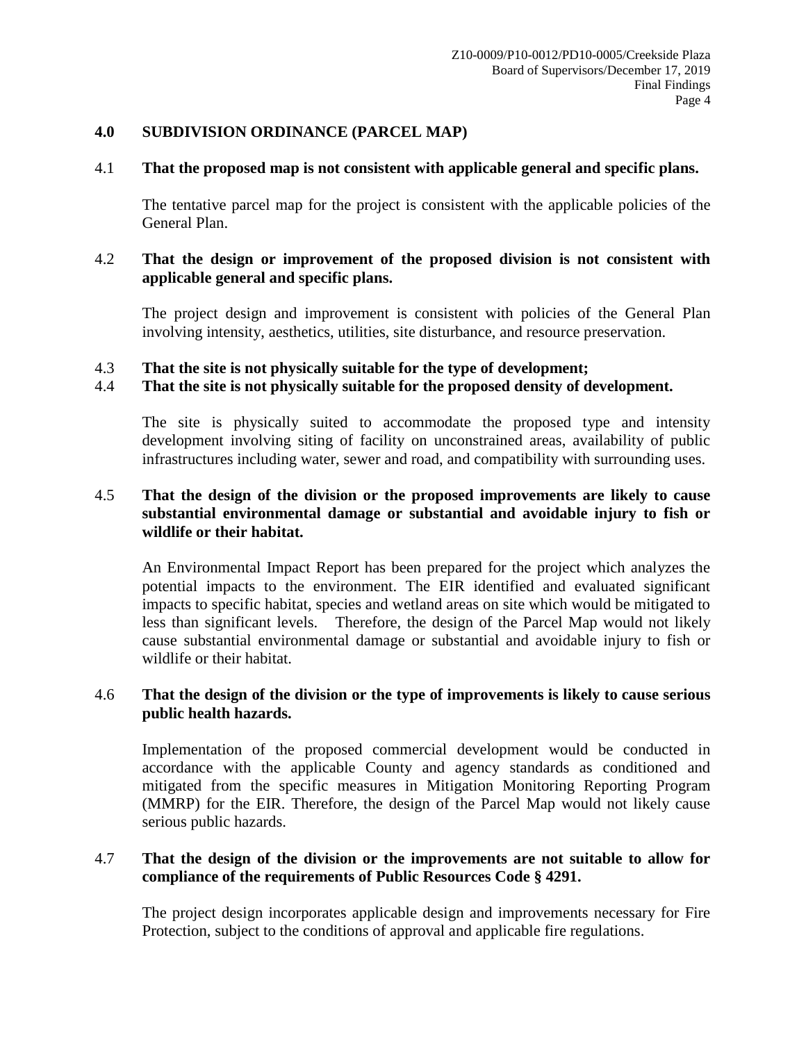## 4.0 SUBDIVISION ORDINANCE (PARCEL MAP)

4.1 **That the proposed map is not consistent with applicable general and specific plans.**

The tentative parcel map for the project is consistent with the applicable policies of the General Plan.

4.2 **That the design or improvement of the proposed division is not consistent with applicable general and specific plans.**

The project design and improvement is consistent with policies of the General Plan involving intensity, aesthetics, utilities, site disturbance, and resource preservation.

4.3 **That the site is not physically suitable for the type of development;**

4.4 **That the site is not physically suitable for the proposed density of development.**

The site is physically suited to accommodate the proposed type and intensity development involving siting of facility on unconstrained areas, availability of public infrastructures including water, sewer and road, and compatibility with surrounding uses.

4.5 **That the design of the division or the proposed improvements are likely to cause substantial environmental damage or substantial and avoidable injury to fish or wildlife or their habitat.**

An Environmental Impact Report has been prepared for the project which analyzes the potential impacts to the environment. The EIR identified and evaluated significant impacts to specific habitat, species and wetland areas on site which would be mitigated to less than significant levels. Therefore, the design of the Parcel Map would not likely cause substantial environmental damage or substantial and avoidable injury to fish or wildlife or their habitat.

4.6 **That the design of the division or the type of improvements is likely to cause serious public health hazards.**

Implementation of the proposed commercial development would be conducted in accordance with the applicable County and agency standards as conditioned and mitigated from the specific measures in Mitigation Monitoring Reporting Program (MMRP) for the EIR. Therefore, the design of the Parcel Map would not likely cause serious public hazards.

4.7 **That the design of the division or the improvements are not suitable to allow for compliance of the requirements of Public Resources Code § 4291.**

The project design incorporates applicable design and improvements necessary for Fire Protection, subject to the conditions of approval and applicable fire regulations.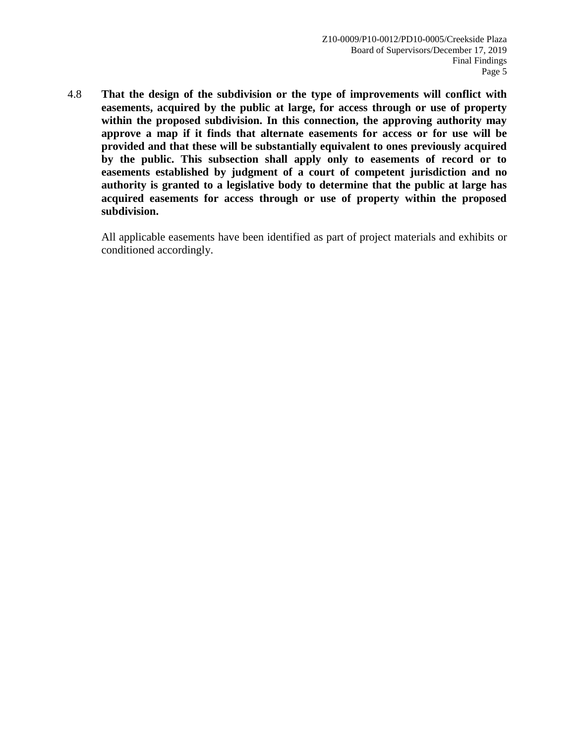4.8 **That the design of the subdivision or the type of improvements will conflict with easements, acquired by the public at large, for access through or use of property within the proposed subdivision. In this connection, the approving authority may approve a map if it finds that alternate easements for access or for use will be provided and that these will be substantially equivalent to ones previously acquired by the public. This subsection shall apply only to easements of record or to easements established by judgment of a court of competent jurisdiction and no authority is granted to a legislative body to determine that the public at large has acquired easements for access through or use of property within the proposed subdivision.**

All applicable easements have been identified as part of project materials and exhibits or conditioned accordingly.